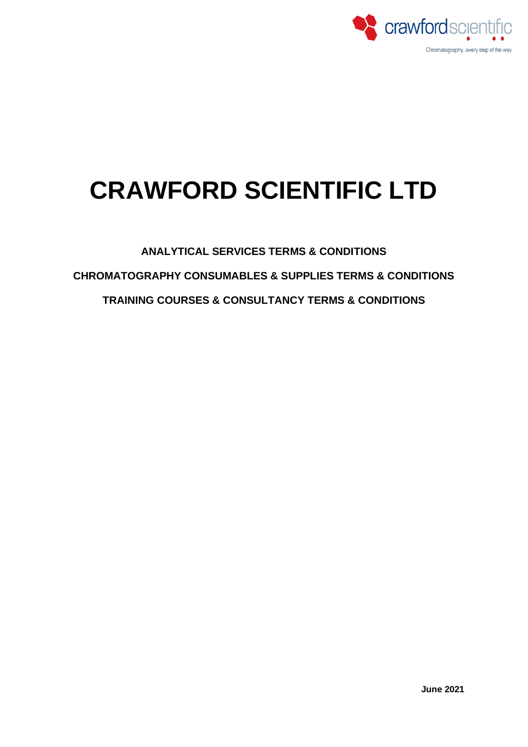# CRAWFORD SCIENTIFIC LTD

**ANALYTICAL SERVICES TERMS & CONDITIONS**

**CHROMATOGRAPHY CONSUMABLES & SUPPLIES TERMS & CONDITIONS**

**TRAINING COURSES & CONSULTANCY TERMS & CONDITIONS**

**June 2021**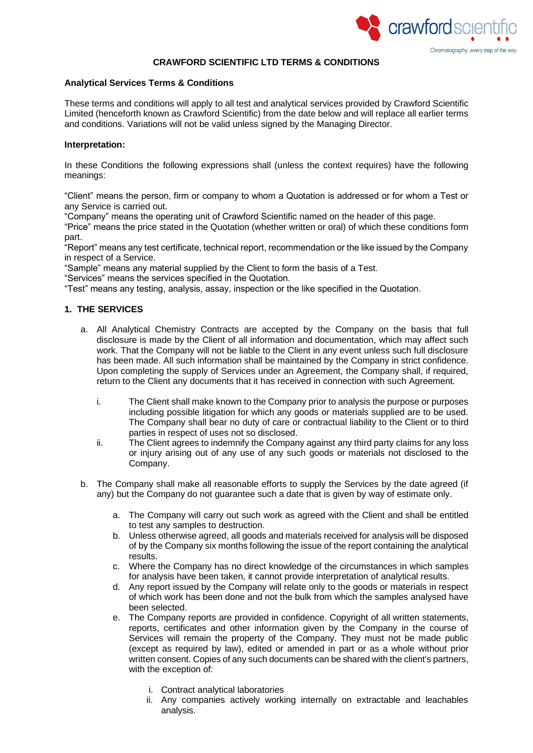# CRAWFORD SCIENTIFIC LTD TERMS & CONDITIONS

## Analytical Services Terms & Conditions

These terms and conditions will apply to all test and analytical services provided by Crawford Scientific Limited (henceforth known as Crawford Scientific) from the date below and will replace all earlier terms and conditions. Variations will not be valid unless signed by the Managing Director.

**Interpretation:**

In these Conditions the following expressions shall (unless the context requires) have the following meanings:

"Client" means the person, firm or company to whom a Quotation is addressed or for whom a Test or any Service is carried out.
"Company" means the operating unit of Crawford Scientific named on the header of this page.
"Price" means the price stated in the Quotation (whether written or oral) of which these conditions form part.
"Report" means any test certificate, technical report, recommendation or the like issued by the Company in respect of a Service.
"Sample" means any material supplied by the Client to form the basis of a Test.
"Services" means the services specified in the Quotation.
"Test" means any testing, analysis, assay, inspection or the like specified in the Quotation.

### 1. THE SERVICES

a. All Analytical Chemistry Contracts are accepted by the Company on the basis that full disclosure is made by the Client of all information and documentation, which may affect such work. That the Company will not be liable to the Client in any event unless such full disclosure has been made. All such information shall be maintained by the Company in strict confidence. Upon completing the supply of Services under an Agreement, the Company shall, if required, return to the Client any documents that it has received in connection with such Agreement.

   i. The Client shall make known to the Company prior to analysis the purpose or purposes including possible litigation for which any goods or materials supplied are to be used. The Company shall bear no duty of care or contractual liability to the Client or to third parties in respect of uses not so disclosed.
   ii. The Client agrees to indemnify the Company against any third party claims for any loss or injury arising out of any use of any such goods or materials not disclosed to the Company.

b. The Company shall make all reasonable efforts to supply the Services by the date agreed (if any) but the Company do not guarantee such a date that is given by way of estimate only.

   a. The Company will carry out such work as agreed with the Client and shall be entitled to test any samples to destruction.
   b. Unless otherwise agreed, all goods and materials received for analysis will be disposed of by the Company six months following the issue of the report containing the analytical results.
   c. Where the Company has no direct knowledge of the circumstances in which samples for analysis have been taken, it cannot provide interpretation of analytical results.
   d. Any report issued by the Company will relate only to the goods or materials in respect of which work has been done and not the bulk from which the samples analysed have been selected.
   e. The Company reports are provided in confidence. Copyright of all written statements, reports, certificates and other information given by the Company in the course of Services will remain the property of the Company. They must not be made public (except as required by law), edited or amended in part or as a whole without prior written consent. Copies of any such documents can be shared with the client's partners, with the exception of:

      i. Contract analytical laboratories
      ii. Any companies actively working internally on extractable and leachables analysis.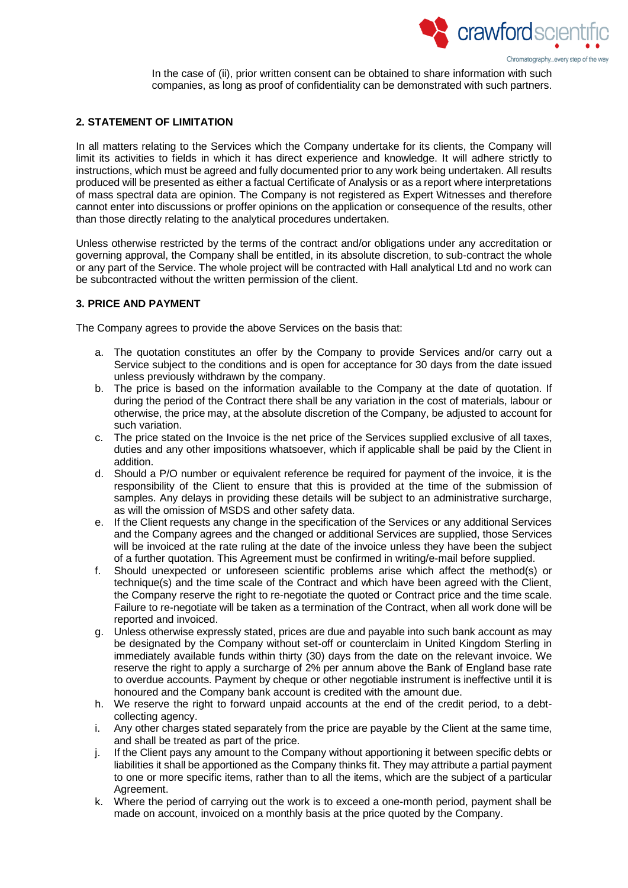In the case of (ii), prior written consent can be obtained to share information with such companies, as long as proof of confidentiality can be demonstrated with such partners.

## 2. STATEMENT OF LIMITATION

In all matters relating to the Services which the Company undertake for its clients, the Company will limit its activities to fields in which it has direct experience and knowledge. It will adhere strictly to instructions, which must be agreed and fully documented prior to any work being undertaken. All results produced will be presented as either a factual Certificate of Analysis or as a report where interpretations of mass spectral data are opinion. The Company is not registered as Expert Witnesses and therefore cannot enter into discussions or proffer opinions on the application or consequence of the results, other than those directly relating to the analytical procedures undertaken.

Unless otherwise restricted by the terms of the contract and/or obligations under any accreditation or governing approval, the Company shall be entitled, in its absolute discretion, to sub-contract the whole or any part of the Service. The whole project will be contracted with Hall analytical Ltd and no work can be subcontracted without the written permission of the client.

## 3. PRICE AND PAYMENT

The Company agrees to provide the above Services on the basis that:

a. The quotation constitutes an offer by the Company to provide Services and/or carry out a Service subject to the conditions and is open for acceptance for 30 days from the date issued unless previously withdrawn by the company.
b. The price is based on the information available to the Company at the date of quotation. If during the period of the Contract there shall be any variation in the cost of materials, labour or otherwise, the price may, at the absolute discretion of the Company, be adjusted to account for such variation.
c. The price stated on the Invoice is the net price of the Services supplied exclusive of all taxes, duties and any other impositions whatsoever, which if applicable shall be paid by the Client in addition.
d. Should a P/O number or equivalent reference be required for payment of the invoice, it is the responsibility of the Client to ensure that this is provided at the time of the submission of samples. Any delays in providing these details will be subject to an administrative surcharge, as will the omission of MSDS and other safety data.
e. If the Client requests any change in the specification of the Services or any additional Services and the Company agrees and the changed or additional Services are supplied, those Services will be invoiced at the rate ruling at the date of the invoice unless they have been the subject of a further quotation. This Agreement must be confirmed in writing/e-mail before supplied.
f. Should unexpected or unforeseen scientific problems arise which affect the method(s) or technique(s) and the time scale of the Contract and which have been agreed with the Client, the Company reserve the right to re-negotiate the quoted or Contract price and the time scale. Failure to re-negotiate will be taken as a termination of the Contract, when all work done will be reported and invoiced.
g. Unless otherwise expressly stated, prices are due and payable into such bank account as may be designated by the Company without set-off or counterclaim in United Kingdom Sterling in immediately available funds within thirty (30) days from the date on the relevant invoice. We reserve the right to apply a surcharge of 2% per annum above the Bank of England base rate to overdue accounts. Payment by cheque or other negotiable instrument is ineffective until it is honoured and the Company bank account is credited with the amount due.
h. We reserve the right to forward unpaid accounts at the end of the credit period, to a debt-collecting agency.
i. Any other charges stated separately from the price are payable by the Client at the same time, and shall be treated as part of the price.
j. If the Client pays any amount to the Company without apportioning it between specific debts or liabilities it shall be apportioned as the Company thinks fit. They may attribute a partial payment to one or more specific items, rather than to all the items, which are the subject of a particular Agreement.
k. Where the period of carrying out the work is to exceed a one-month period, payment shall be made on account, invoiced on a monthly basis at the price quoted by the Company.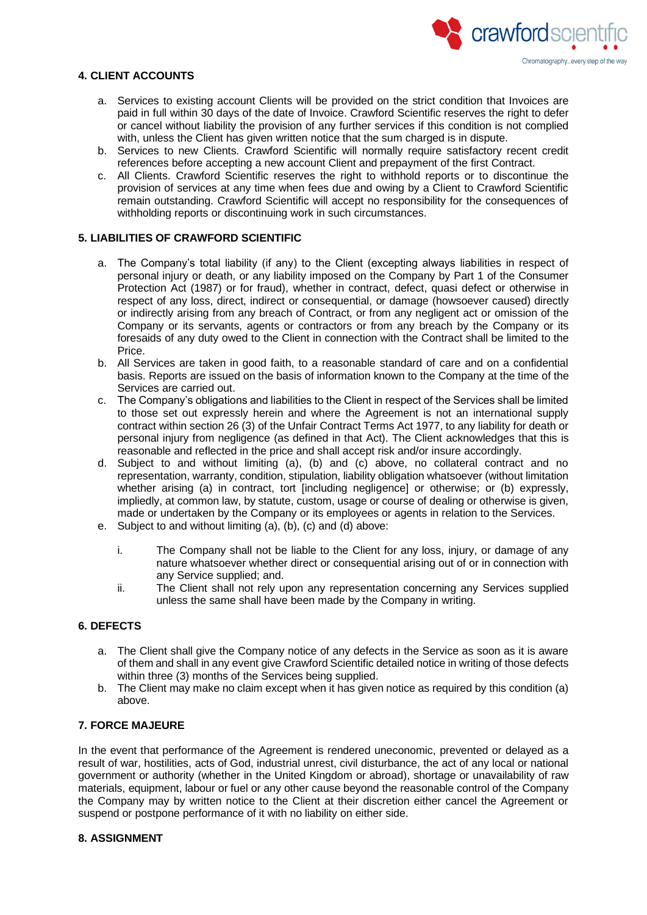## 4. CLIENT ACCOUNTS

a. Services to existing account Clients will be provided on the strict condition that Invoices are paid in full within 30 days of the date of Invoice. Crawford Scientific reserves the right to defer or cancel without liability the provision of any further services if this condition is not complied with, unless the Client has given written notice that the sum charged is in dispute.
b. Services to new Clients. Crawford Scientific will normally require satisfactory recent credit references before accepting a new account Client and prepayment of the first Contract.
c. All Clients. Crawford Scientific reserves the right to withhold reports or to discontinue the provision of services at any time when fees due and owing by a Client to Crawford Scientific remain outstanding. Crawford Scientific will accept no responsibility for the consequences of withholding reports or discontinuing work in such circumstances.

## 5. LIABILITIES OF CRAWFORD SCIENTIFIC

a. The Company's total liability (if any) to the Client (excepting always liabilities in respect of personal injury or death, or any liability imposed on the Company by Part 1 of the Consumer Protection Act (1987) or for fraud), whether in contract, defect, quasi defect or otherwise in respect of any loss, direct, indirect or consequential, or damage (howsoever caused) directly or indirectly arising from any breach of Contract, or from any negligent act or omission of the Company or its servants, agents or contractors or from any breach by the Company or its foresaids of any duty owed to the Client in connection with the Contract shall be limited to the Price.
b. All Services are taken in good faith, to a reasonable standard of care and on a confidential basis. Reports are issued on the basis of information known to the Company at the time of the Services are carried out.
c. The Company's obligations and liabilities to the Client in respect of the Services shall be limited to those set out expressly herein and where the Agreement is not an international supply contract within section 26 (3) of the Unfair Contract Terms Act 1977, to any liability for death or personal injury from negligence (as defined in that Act). The Client acknowledges that this is reasonable and reflected in the price and shall accept risk and/or insure accordingly.
d. Subject to and without limiting (a), (b) and (c) above, no collateral contract and no representation, warranty, condition, stipulation, liability obligation whatsoever (without limitation whether arising (a) in contract, tort [including negligence] or otherwise; or (b) expressly, impliedly, at common law, by statute, custom, usage or course of dealing or otherwise is given, made or undertaken by the Company or its employees or agents in relation to the Services.
e. Subject to and without limiting (a), (b), (c) and (d) above:

    i. The Company shall not be liable to the Client for any loss, injury, or damage of any nature whatsoever whether direct or consequential arising out of or in connection with any Service supplied; and.
    ii. The Client shall not rely upon any representation concerning any Services supplied unless the same shall have been made by the Company in writing.

## 6. DEFECTS

a. The Client shall give the Company notice of any defects in the Service as soon as it is aware of them and shall in any event give Crawford Scientific detailed notice in writing of those defects within three (3) months of the Services being supplied.
b. The Client may make no claim except when it has given notice as required by this condition (a) above.

## 7. FORCE MAJEURE

In the event that performance of the Agreement is rendered uneconomic, prevented or delayed as a result of war, hostilities, acts of God, industrial unrest, civil disturbance, the act of any local or national government or authority (whether in the United Kingdom or abroad), shortage or unavailability of raw materials, equipment, labour or fuel or any other cause beyond the reasonable control of the Company the Company may by written notice to the Client at their discretion either cancel the Agreement or suspend or postpone performance of it with no liability on either side.

## 8. ASSIGNMENT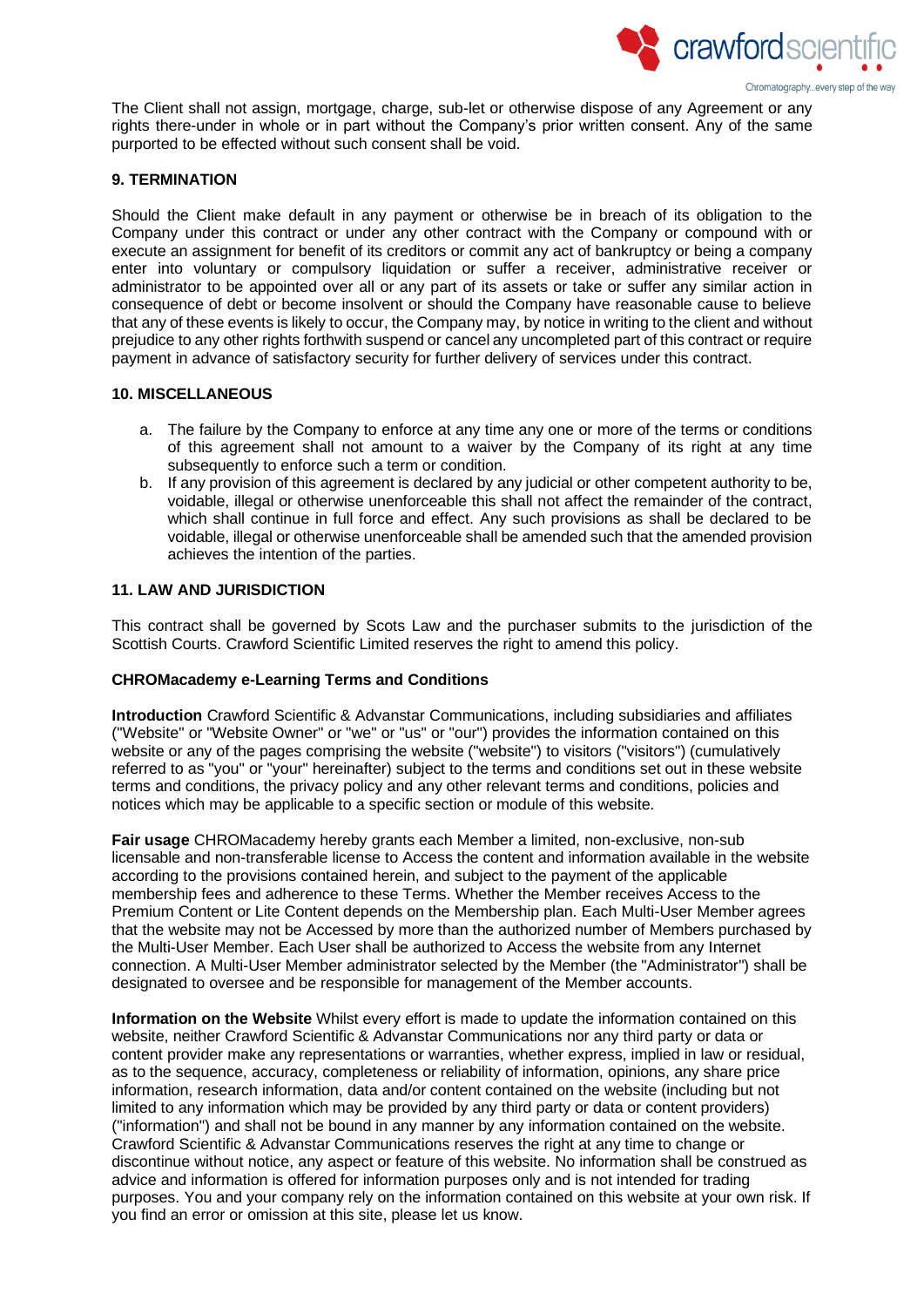The Client shall not assign, mortgage, charge, sub-let or otherwise dispose of any Agreement or any rights there-under in whole or in part without the Company's prior written consent. Any of the same purported to be effected without such consent shall be void.

## 9. TERMINATION

Should the Client make default in any payment or otherwise be in breach of its obligation to the Company under this contract or under any other contract with the Company or compound with or execute an assignment for benefit of its creditors or commit any act of bankruptcy or being a company enter into voluntary or compulsory liquidation or suffer a receiver, administrative receiver or administrator to be appointed over all or any part of its assets or take or suffer any similar action in consequence of debt or become insolvent or should the Company have reasonable cause to believe that any of these events is likely to occur, the Company may, by notice in writing to the client and without prejudice to any other rights forthwith suspend or cancel any uncompleted part of this contract or require payment in advance of satisfactory security for further delivery of services under this contract.

## 10. MISCELLANEOUS

a. The failure by the Company to enforce at any time any one or more of the terms or conditions of this agreement shall not amount to a waiver by the Company of its right at any time subsequently to enforce such a term or condition.
b. If any provision of this agreement is declared by any judicial or other competent authority to be, voidable, illegal or otherwise unenforceable this shall not affect the remainder of the contract, which shall continue in full force and effect. Any such provisions as shall be declared to be voidable, illegal or otherwise unenforceable shall be amended such that the amended provision achieves the intention of the parties.

## 11. LAW AND JURISDICTION

This contract shall be governed by Scots Law and the purchaser submits to the jurisdiction of the Scottish Courts. Crawford Scientific Limited reserves the right to amend this policy.

## CHROMacademy e-Learning Terms and Conditions

**Introduction** Crawford Scientific & Advanstar Communications, including subsidiaries and affiliates ("Website" or "Website Owner" or "we" or "us" or "our") provides the information contained on this website or any of the pages comprising the website ("website") to visitors ("visitors") (cumulatively referred to as "you" or "your" hereinafter) subject to the terms and conditions set out in these website terms and conditions, the privacy policy and any other relevant terms and conditions, policies and notices which may be applicable to a specific section or module of this website.

**Fair usage** CHROMacademy hereby grants each Member a limited, non-exclusive, non-sub licensable and non-transferable license to Access the content and information available in the website according to the provisions contained herein, and subject to the payment of the applicable membership fees and adherence to these Terms. Whether the Member receives Access to the Premium Content or Lite Content depends on the Membership plan. Each Multi-User Member agrees that the website may not be Accessed by more than the authorized number of Members purchased by the Multi-User Member. Each User shall be authorized to Access the website from any Internet connection. A Multi-User Member administrator selected by the Member (the "Administrator") shall be designated to oversee and be responsible for management of the Member accounts.

**Information on the Website** Whilst every effort is made to update the information contained on this website, neither Crawford Scientific & Advanstar Communications nor any third party or data or content provider make any representations or warranties, whether express, implied in law or residual, as to the sequence, accuracy, completeness or reliability of information, opinions, any share price information, research information, data and/or content contained on the website (including but not limited to any information which may be provided by any third party or data or content providers) ("information") and shall not be bound in any manner by any information contained on the website. Crawford Scientific & Advanstar Communications reserves the right at any time to change or discontinue without notice, any aspect or feature of this website. No information shall be construed as advice and information is offered for information purposes only and is not intended for trading purposes. You and your company rely on the information contained on this website at your own risk. If you find an error or omission at this site, please let us know.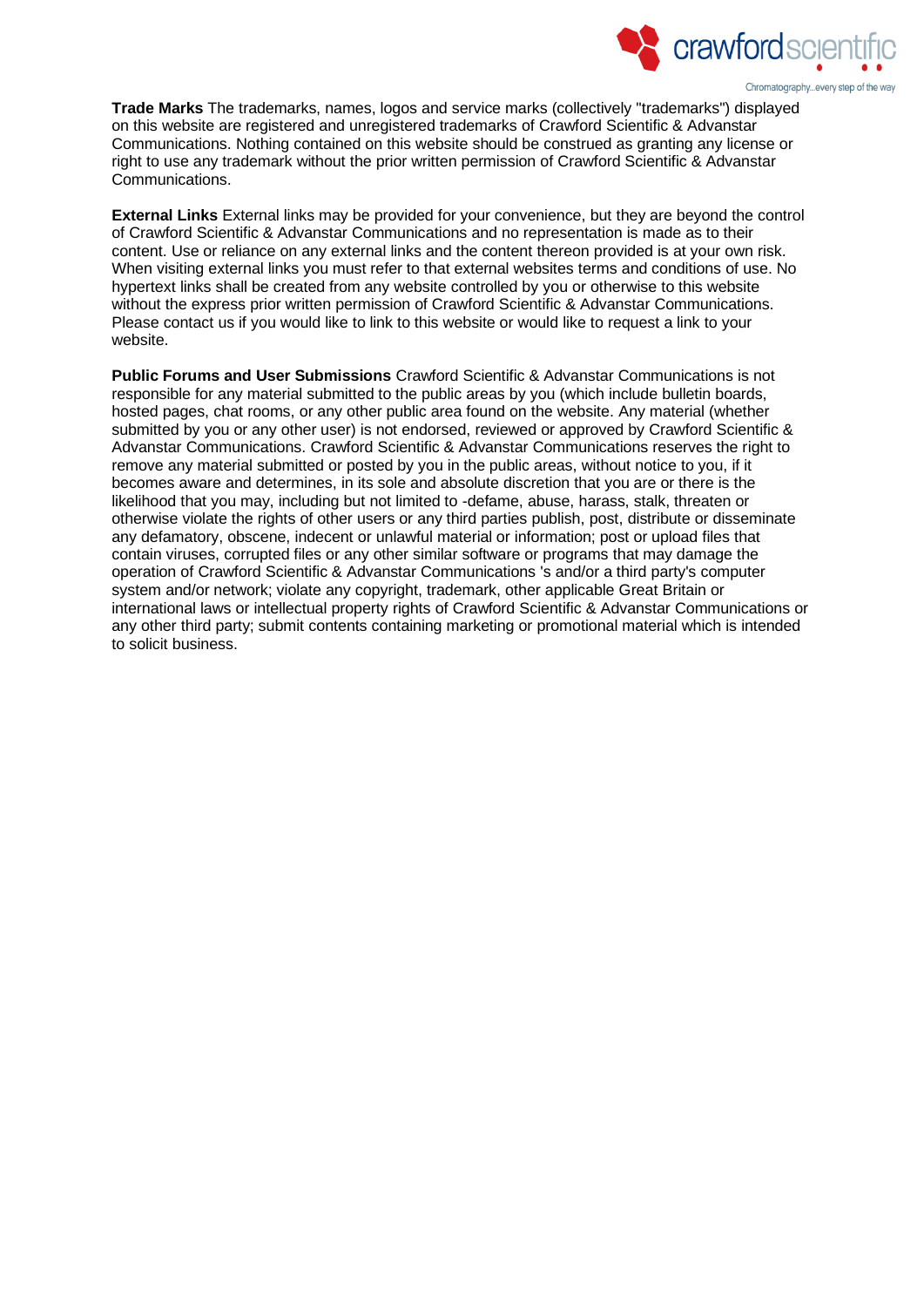**Trade Marks** The trademarks, names, logos and service marks (collectively "trademarks") displayed on this website are registered and unregistered trademarks of Crawford Scientific & Advanstar Communications. Nothing contained on this website should be construed as granting any license or right to use any trademark without the prior written permission of Crawford Scientific & Advanstar Communications.

**External Links** External links may be provided for your convenience, but they are beyond the control of Crawford Scientific & Advanstar Communications and no representation is made as to their content. Use or reliance on any external links and the content thereon provided is at your own risk. When visiting external links you must refer to that external websites terms and conditions of use. No hypertext links shall be created from any website controlled by you or otherwise to this website without the express prior written permission of Crawford Scientific & Advanstar Communications. Please contact us if you would like to link to this website or would like to request a link to your website.

**Public Forums and User Submissions** Crawford Scientific & Advanstar Communications is not responsible for any material submitted to the public areas by you (which include bulletin boards, hosted pages, chat rooms, or any other public area found on the website. Any material (whether submitted by you or any other user) is not endorsed, reviewed or approved by Crawford Scientific & Advanstar Communications. Crawford Scientific & Advanstar Communications reserves the right to remove any material submitted or posted by you in the public areas, without notice to you, if it becomes aware and determines, in its sole and absolute discretion that you are or there is the likelihood that you may, including but not limited to -defame, abuse, harass, stalk, threaten or otherwise violate the rights of other users or any third parties publish, post, distribute or disseminate any defamatory, obscene, indecent or unlawful material or information; post or upload files that contain viruses, corrupted files or any other similar software or programs that may damage the operation of Crawford Scientific & Advanstar Communications 's and/or a third party's computer system and/or network; violate any copyright, trademark, other applicable Great Britain or international laws or intellectual property rights of Crawford Scientific & Advanstar Communications or any other third party; submit contents containing marketing or promotional material which is intended to solicit business.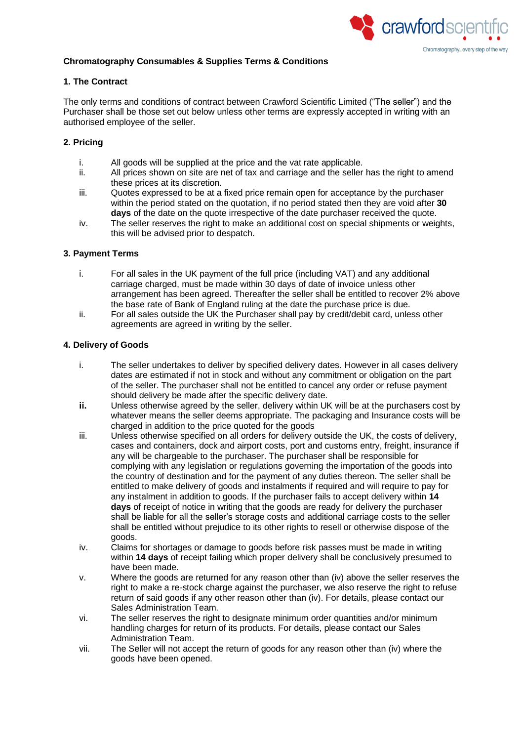**Chromatography Consumables & Supplies Terms & Conditions**

**1. The Contract**

The only terms and conditions of contract between Crawford Scientific Limited ("The seller") and the Purchaser shall be those set out below unless other terms are expressly accepted in writing with an authorised employee of the seller.

**2. Pricing**

- i. All goods will be supplied at the price and the vat rate applicable.
- ii. All prices shown on site are net of tax and carriage and the seller has the right to amend these prices at its discretion.
- iii. Quotes expressed to be at a fixed price remain open for acceptance by the purchaser within the period stated on the quotation, if no period stated then they are void after **30 days** of the date on the quote irrespective of the date purchaser received the quote.
- iv. The seller reserves the right to make an additional cost on special shipments or weights, this will be advised prior to despatch.

**3. Payment Terms**

- i. For all sales in the UK payment of the full price (including VAT) and any additional carriage charged, must be made within 30 days of date of invoice unless other arrangement has been agreed. Thereafter the seller shall be entitled to recover 2% above the base rate of Bank of England ruling at the date the purchase price is due.
- ii. For all sales outside the UK the Purchaser shall pay by credit/debit card, unless other agreements are agreed in writing by the seller.

**4. Delivery of Goods**

- i. The seller undertakes to deliver by specified delivery dates. However in all cases delivery dates are estimated if not in stock and without any commitment or obligation on the part of the seller. The purchaser shall not be entitled to cancel any order or refuse payment should delivery be made after the specific delivery date.
- **ii.** Unless otherwise agreed by the seller, delivery within UK will be at the purchasers cost by whatever means the seller deems appropriate. The packaging and Insurance costs will be charged in addition to the price quoted for the goods
- iii. Unless otherwise specified on all orders for delivery outside the UK, the costs of delivery, cases and containers, dock and airport costs, port and customs entry, freight, insurance if any will be chargeable to the purchaser. The purchaser shall be responsible for complying with any legislation or regulations governing the importation of the goods into the country of destination and for the payment of any duties thereon. The seller shall be entitled to make delivery of goods and instalments if required and will require to pay for any instalment in addition to goods. If the purchaser fails to accept delivery within **14 days** of receipt of notice in writing that the goods are ready for delivery the purchaser shall be liable for all the seller's storage costs and additional carriage costs to the seller shall be entitled without prejudice to its other rights to resell or otherwise dispose of the goods.
- iv. Claims for shortages or damage to goods before risk passes must be made in writing within **14 days** of receipt failing which proper delivery shall be conclusively presumed to have been made.
- v. Where the goods are returned for any reason other than (iv) above the seller reserves the right to make a re-stock charge against the purchaser, we also reserve the right to refuse return of said goods if any other reason other than (iv). For details, please contact our Sales Administration Team.
- vi. The seller reserves the right to designate minimum order quantities and/or minimum handling charges for return of its products. For details, please contact our Sales Administration Team.
- vii. The Seller will not accept the return of goods for any reason other than (iv) where the goods have been opened.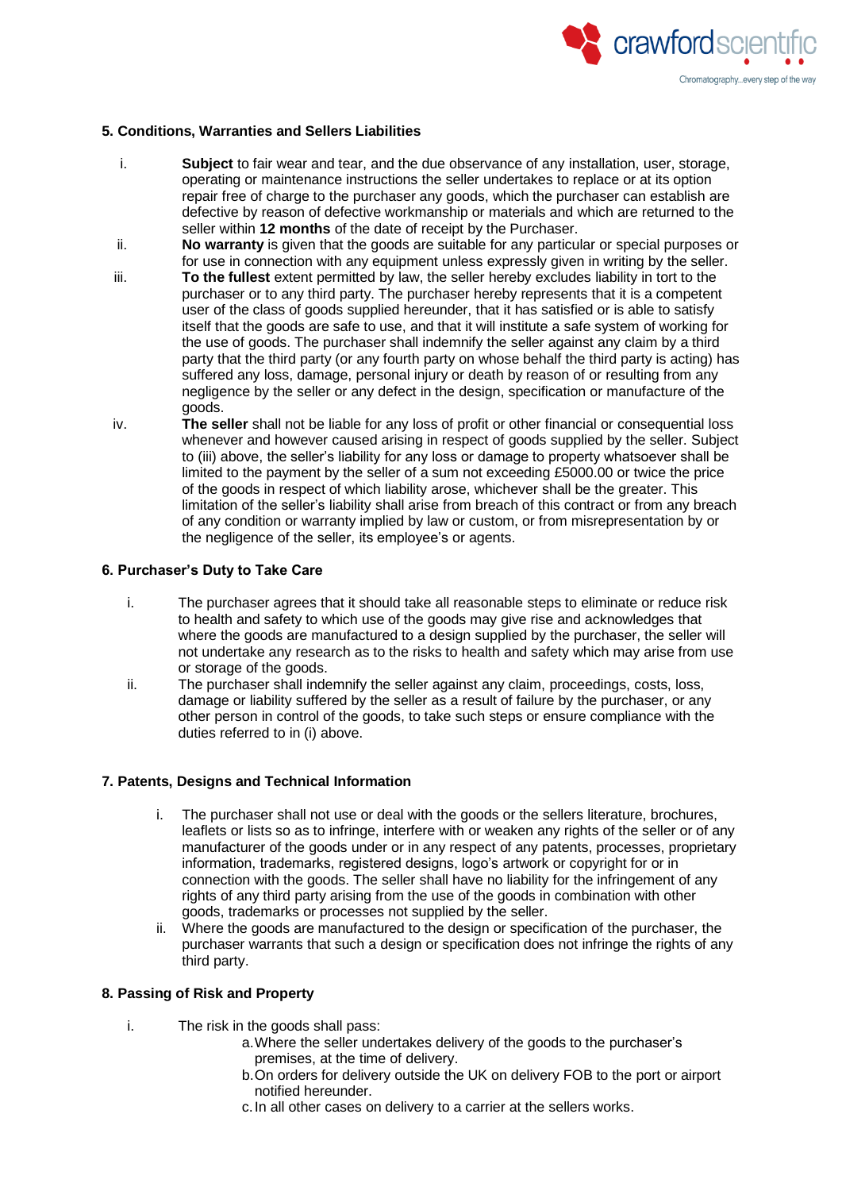## 5. Conditions, Warranties and Sellers Liabilities

i. **Subject** to fair wear and tear, and the due observance of any installation, user, storage, operating or maintenance instructions the seller undertakes to replace or at its option repair free of charge to the purchaser any goods, which the purchaser can establish are defective by reason of defective workmanship or materials and which are returned to the seller within **12 months** of the date of receipt by the Purchaser.

ii. **No warranty** is given that the goods are suitable for any particular or special purposes or for use in connection with any equipment unless expressly given in writing by the seller.

iii. **To the fullest** extent permitted by law, the seller hereby excludes liability in tort to the purchaser or to any third party. The purchaser hereby represents that it is a competent user of the class of goods supplied hereunder, that it has satisfied or is able to satisfy itself that the goods are safe to use, and that it will institute a safe system of working for the use of goods. The purchaser shall indemnify the seller against any claim by a third party that the third party (or any fourth party on whose behalf the third party is acting) has suffered any loss, damage, personal injury or death by reason of or resulting from any negligence by the seller or any defect in the design, specification or manufacture of the goods.

iv. **The seller** shall not be liable for any loss of profit or other financial or consequential loss whenever and however caused arising in respect of goods supplied by the seller. Subject to (iii) above, the seller's liability for any loss or damage to property whatsoever shall be limited to the payment by the seller of a sum not exceeding £5000.00 or twice the price of the goods in respect of which liability arose, whichever shall be the greater. This limitation of the seller's liability shall arise from breach of this contract or from any breach of any condition or warranty implied by law or custom, or from misrepresentation by or the negligence of the seller, its employee's or agents.

## 6. Purchaser's Duty to Take Care

i. The purchaser agrees that it should take all reasonable steps to eliminate or reduce risk to health and safety to which use of the goods may give rise and acknowledges that where the goods are manufactured to a design supplied by the purchaser, the seller will not undertake any research as to the risks to health and safety which may arise from use or storage of the goods.

ii. The purchaser shall indemnify the seller against any claim, proceedings, costs, loss, damage or liability suffered by the seller as a result of failure by the purchaser, or any other person in control of the goods, to take such steps or ensure compliance with the duties referred to in (i) above.

## 7. Patents, Designs and Technical Information

i. The purchaser shall not use or deal with the goods or the sellers literature, brochures, leaflets or lists so as to infringe, interfere with or weaken any rights of the seller or of any manufacturer of the goods under or in any respect of any patents, processes, proprietary information, trademarks, registered designs, logo's artwork or copyright for or in connection with the goods. The seller shall have no liability for the infringement of any rights of any third party arising from the use of the goods in combination with other goods, trademarks or processes not supplied by the seller.

ii. Where the goods are manufactured to the design or specification of the purchaser, the purchaser warrants that such a design or specification does not infringe the rights of any third party.

## 8. Passing of Risk and Property

i. The risk in the goods shall pass:
   a. Where the seller undertakes delivery of the goods to the purchaser's premises, at the time of delivery.
   b. On orders for delivery outside the UK on delivery FOB to the port or airport notified hereunder.
   c. In all other cases on delivery to a carrier at the sellers works.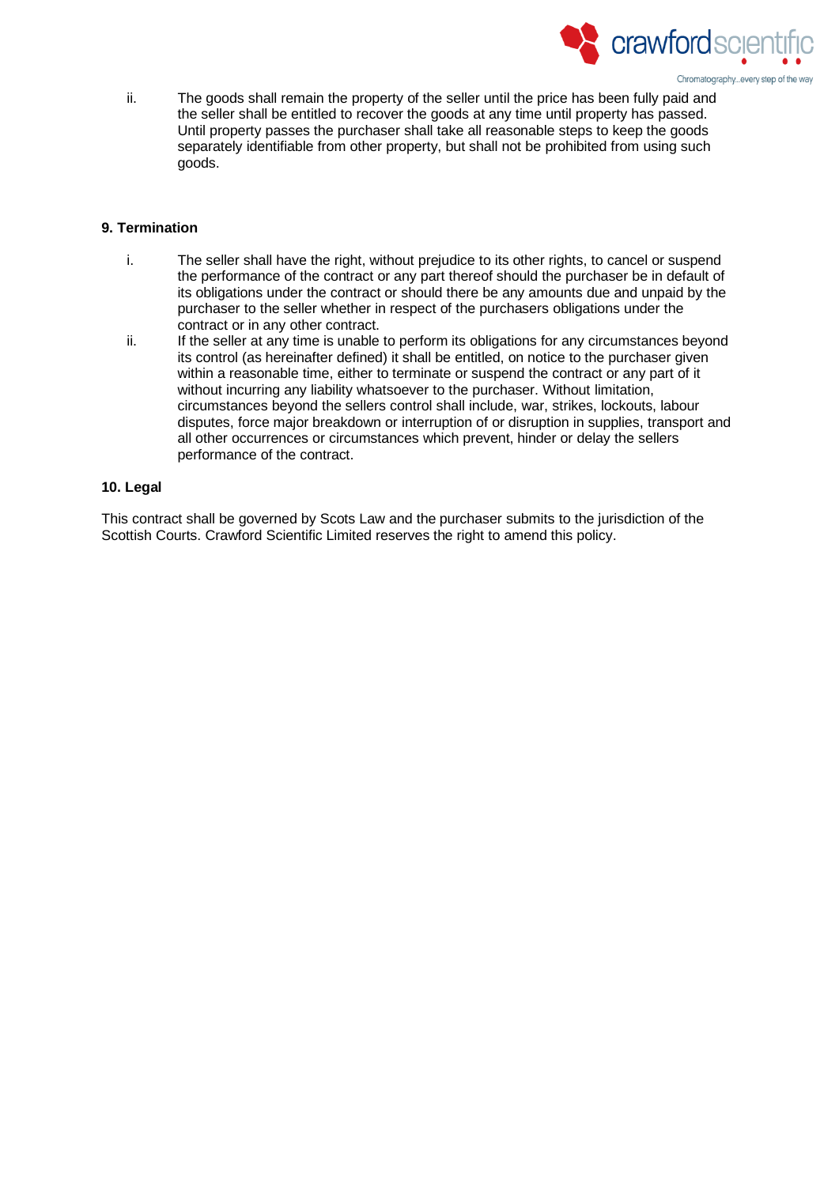ii. The goods shall remain the property of the seller until the price has been fully paid and the seller shall be entitled to recover the goods at any time until property has passed. Until property passes the purchaser shall take all reasonable steps to keep the goods separately identifiable from other property, but shall not be prohibited from using such goods.

**9. Termination**

i. The seller shall have the right, without prejudice to its other rights, to cancel or suspend the performance of the contract or any part thereof should the purchaser be in default of its obligations under the contract or should there be any amounts due and unpaid by the purchaser to the seller whether in respect of the purchasers obligations under the contract or in any other contract.

ii. If the seller at any time is unable to perform its obligations for any circumstances beyond its control (as hereinafter defined) it shall be entitled, on notice to the purchaser given within a reasonable time, either to terminate or suspend the contract or any part of it without incurring any liability whatsoever to the purchaser. Without limitation, circumstances beyond the sellers control shall include, war, strikes, lockouts, labour disputes, force major breakdown or interruption of or disruption in supplies, transport and all other occurrences or circumstances which prevent, hinder or delay the sellers performance of the contract.

**10. Legal**

This contract shall be governed by Scots Law and the purchaser submits to the jurisdiction of the Scottish Courts. Crawford Scientific Limited reserves the right to amend this policy.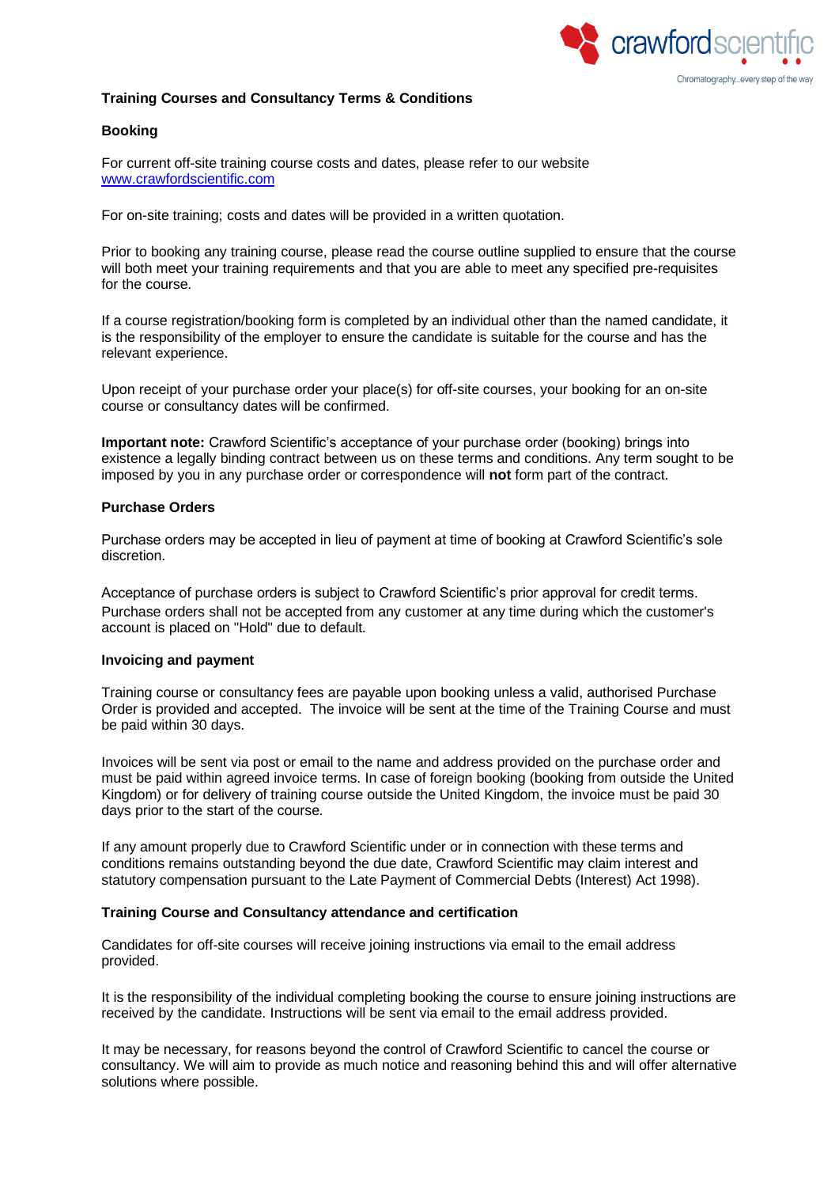**Training Courses and Consultancy Terms & Conditions**

**Booking**

For current off-site training course costs and dates, please refer to our website [www.crawfordscientific.com](http://www.crawfordscientific.com)

For on-site training; costs and dates will be provided in a written quotation.

Prior to booking any training course, please read the course outline supplied to ensure that the course will both meet your training requirements and that you are able to meet any specified pre-requisites for the course.

If a course registration/booking form is completed by an individual other than the named candidate, it is the responsibility of the employer to ensure the candidate is suitable for the course and has the relevant experience.

Upon receipt of your purchase order your place(s) for off-site courses, your booking for an on-site course or consultancy dates will be confirmed.

**Important note:** Crawford Scientific's acceptance of your purchase order (booking) brings into existence a legally binding contract between us on these terms and conditions. Any term sought to be imposed by you in any purchase order or correspondence will **not** form part of the contract.

**Purchase Orders**

Purchase orders may be accepted in lieu of payment at time of booking at Crawford Scientific's sole discretion.

Acceptance of purchase orders is subject to Crawford Scientific's prior approval for credit terms. Purchase orders shall not be accepted from any customer at any time during which the customer's account is placed on "Hold" due to default.

**Invoicing and payment**

Training course or consultancy fees are payable upon booking unless a valid, authorised Purchase Order is provided and accepted. The invoice will be sent at the time of the Training Course and must be paid within 30 days.

Invoices will be sent via post or email to the name and address provided on the purchase order and must be paid within agreed invoice terms. In case of foreign booking (booking from outside the United Kingdom) or for delivery of training course outside the United Kingdom, the invoice must be paid 30 days prior to the start of the course.

If any amount properly due to Crawford Scientific under or in connection with these terms and conditions remains outstanding beyond the due date, Crawford Scientific may claim interest and statutory compensation pursuant to the Late Payment of Commercial Debts (Interest) Act 1998).

**Training Course and Consultancy attendance and certification**

Candidates for off-site courses will receive joining instructions via email to the email address provided.

It is the responsibility of the individual completing booking the course to ensure joining instructions are received by the candidate. Instructions will be sent via email to the email address provided.

It may be necessary, for reasons beyond the control of Crawford Scientific to cancel the course or consultancy. We will aim to provide as much notice and reasoning behind this and will offer alternative solutions where possible.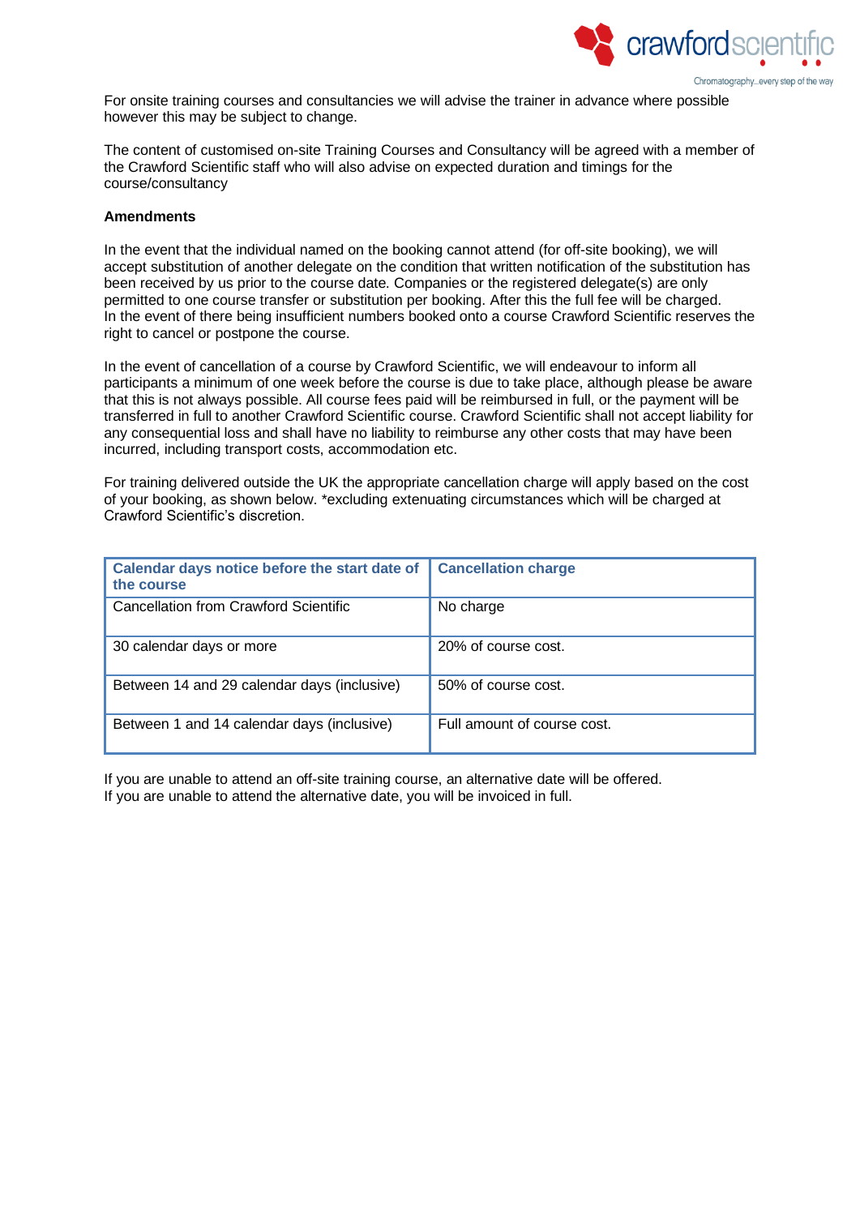For onsite training courses and consultancies we will advise the trainer in advance where possible however this may be subject to change.

The content of customised on-site Training Courses and Consultancy will be agreed with a member of the Crawford Scientific staff who will also advise on expected duration and timings for the course/consultancy

**Amendments**

In the event that the individual named on the booking cannot attend (for off-site booking), we will accept substitution of another delegate on the condition that written notification of the substitution has been received by us prior to the course date. Companies or the registered delegate(s) are only permitted to one course transfer or substitution per booking. After this the full fee will be charged.
In the event of there being insufficient numbers booked onto a course Crawford Scientific reserves the right to cancel or postpone the course.

In the event of cancellation of a course by Crawford Scientific, we will endeavour to inform all participants a minimum of one week before the course is due to take place, although please be aware that this is not always possible. All course fees paid will be reimbursed in full, or the payment will be transferred in full to another Crawford Scientific course. Crawford Scientific shall not accept liability for any consequential loss and shall have no liability to reimburse any other costs that may have been incurred, including transport costs, accommodation etc.

For training delivered outside the UK the appropriate cancellation charge will apply based on the cost of your booking, as shown below. *excluding extenuating circumstances which will be charged at Crawford Scientific's discretion.

| Calendar days notice before the start date of the course | Cancellation charge |
|---|---|
| Cancellation from Crawford Scientific | No charge |
| 30 calendar days or more | 20% of course cost. |
| Between 14 and 29 calendar days (inclusive) | 50% of course cost. |
| Between 1 and 14 calendar days (inclusive) | Full amount of course cost. |

If you are unable to attend an off-site training course, an alternative date will be offered.
If you are unable to attend the alternative date, you will be invoiced in full.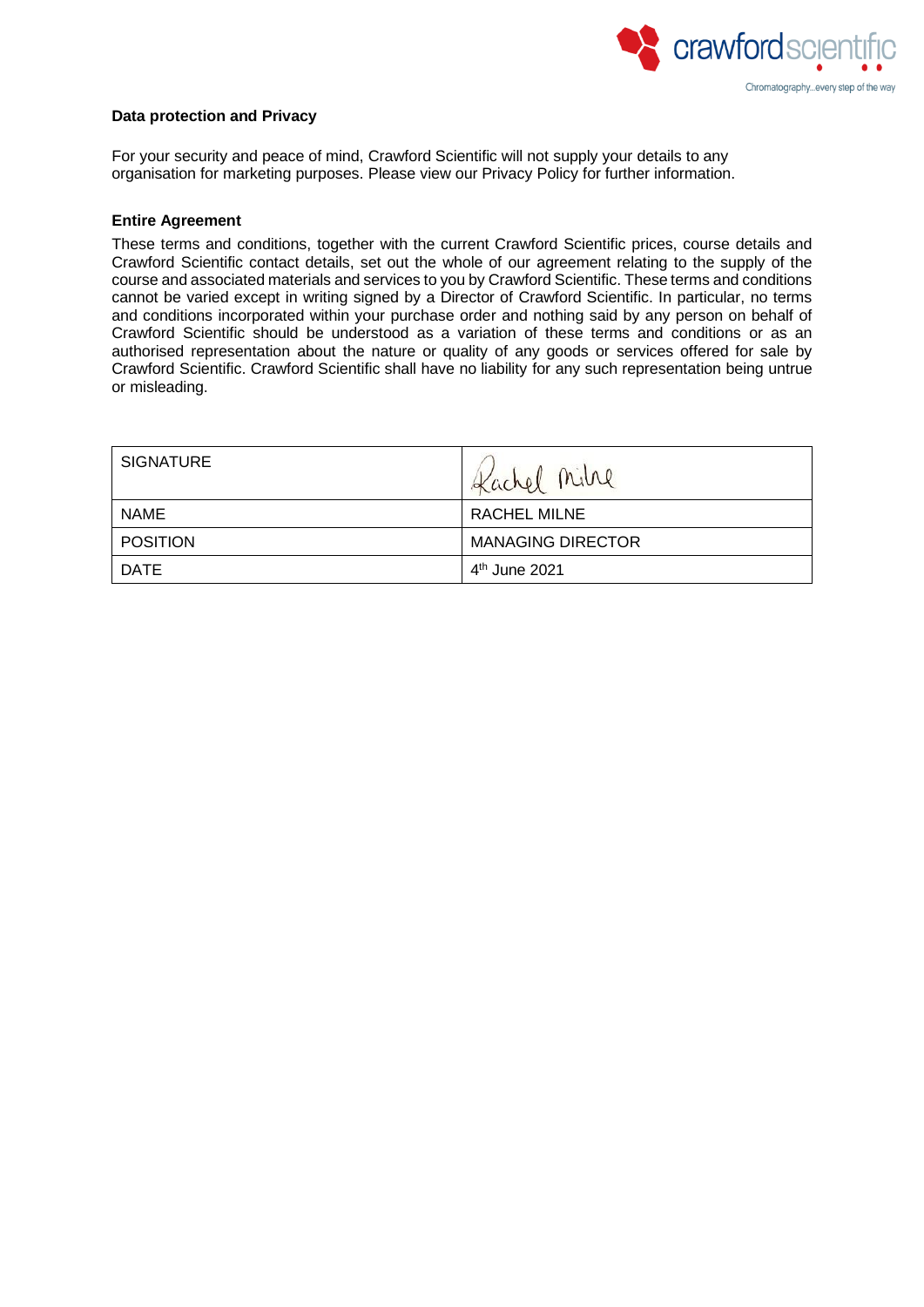### Data protection and Privacy

For your security and peace of mind, Crawford Scientific will not supply your details to any organisation for marketing purposes. Please view our Privacy Policy for further information.

### Entire Agreement

These terms and conditions, together with the current Crawford Scientific prices, course details and Crawford Scientific contact details, set out the whole of our agreement relating to the supply of the course and associated materials and services to you by Crawford Scientific. These terms and conditions cannot be varied except in writing signed by a Director of Crawford Scientific. In particular, no terms and conditions incorporated within your purchase order and nothing said by any person on behalf of Crawford Scientific should be understood as a variation of these terms and conditions or as an authorised representation about the nature or quality of any goods or services offered for sale by Crawford Scientific. Crawford Scientific shall have no liability for any such representation being untrue or misleading.

| | |
|---|---|
| SIGNATURE | Rachel Milne |
| NAME | RACHEL MILNE |
| POSITION | MANAGING DIRECTOR |
| DATE | 4th June 2021 |